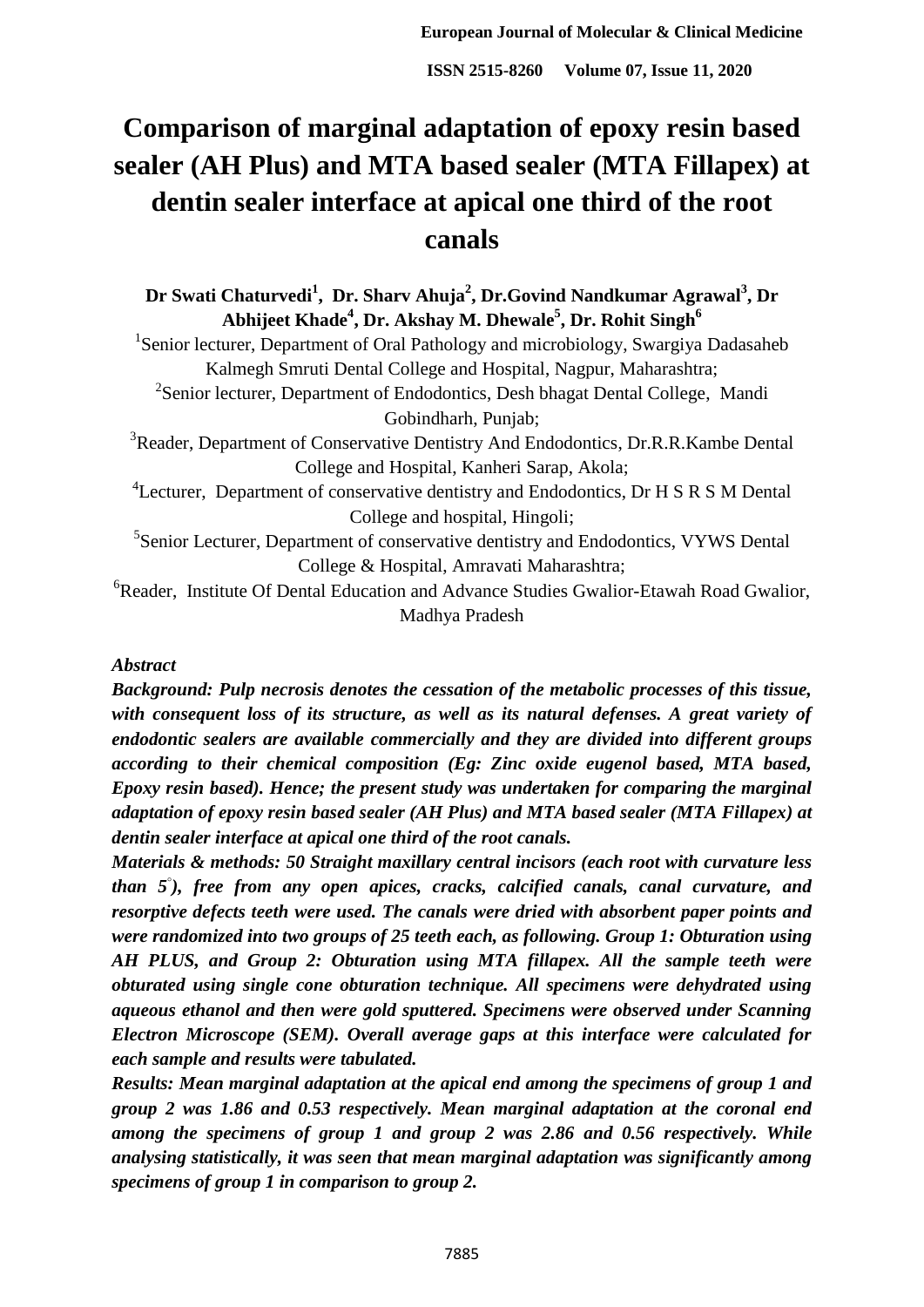# Comparison of marginal adaptation of epoxy resin based sealer (AH Plus) and MTA based sealer (MTA Fillapex) at dentin sealer interface at apical one third of the root canals

**Dr Swati Chaturvedi[1], Dr. Sharv Ahuja[2], Dr.Govind Nandkumar Agrawal[3], Dr Abhijeet Khade[4], Dr. Akshay M. Dhewale[5], Dr. Rohit Singh[6]**

[1]Senior lecturer, Department of Oral Pathology and microbiology, Swargiya Dadasaheb Kalmegh Smruti Dental College and Hospital, Nagpur, Maharashtra;

[2]Senior lecturer, Department of Endodontics, Desh bhagat Dental College, Mandi Gobindharh, Punjab;

[3]Reader, Department of Conservative Dentistry And Endodontics, Dr.R.R.Kambe Dental College and Hospital, Kanheri Sarap, Akola;

[4]Lecturer, Department of conservative dentistry and Endodontics, Dr H S R S M Dental College and hospital, Hingoli;

[5]Senior Lecturer, Department of conservative dentistry and Endodontics, VYWS Dental College & Hospital, Amravati Maharashtra;

[6]Reader, Institute Of Dental Education and Advance Studies Gwalior-Etawah Road Gwalior, Madhya Pradesh

## *Abstract*

***Background: Pulp necrosis denotes the cessation of the metabolic processes of this tissue, with consequent loss of its structure, as well as its natural defenses. A great variety of endodontic sealers are available commercially and they are divided into different groups according to their chemical composition (Eg: Zinc oxide eugenol based, MTA based, Epoxy resin based). Hence; the present study was undertaken for comparing the marginal adaptation of epoxy resin based sealer (AH Plus) and MTA based sealer (MTA Fillapex) at dentin sealer interface at apical one third of the root canals.***

***Materials & methods: 50 Straight maxillary central incisors (each root with curvature less than $5^{\circ}$), free from any open apices, cracks, calcified canals, canal curvature, and resorptive defects teeth were used. The canals were dried with absorbent paper points and were randomized into two groups of 25 teeth each, as following. Group 1: Obturation using AH PLUS, and Group 2: Obturation using MTA fillapex. All the sample teeth were obturated using single cone obturation technique. All specimens were dehydrated using aqueous ethanol and then were gold sputtered. Specimens were observed under Scanning Electron Microscope (SEM). Overall average gaps at this interface were calculated for each sample and results were tabulated.***

***Results: Mean marginal adaptation at the apical end among the specimens of group 1 and group 2 was 1.86 and 0.53 respectively. Mean marginal adaptation at the coronal end among the specimens of group 1 and group 2 was 2.86 and 0.56 respectively. While analysing statistically, it was seen that mean marginal adaptation was significantly among specimens of group 1 in comparison to group 2.***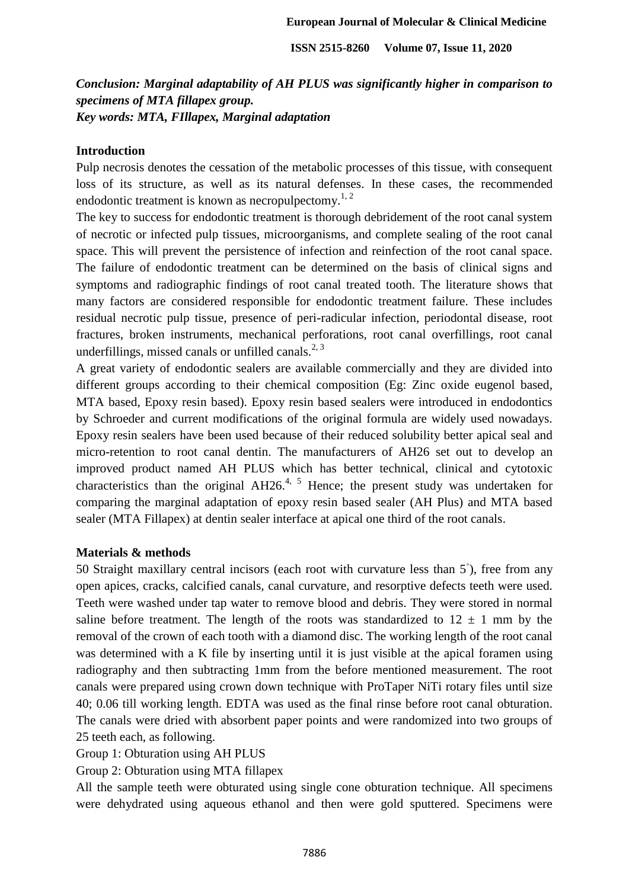***Conclusion: Marginal adaptability of AH PLUS was significantly higher in comparison to specimens of MTA fillapex group.***
***Key words: MTA, FIllapex, Marginal adaptation***

**Introduction**

Pulp necrosis denotes the cessation of the metabolic processes of this tissue, with consequent loss of its structure, as well as its natural defenses. In these cases, the recommended endodontic treatment is known as necropulpectomy.[1, 2]

The key to success for endodontic treatment is thorough debridement of the root canal system of necrotic or infected pulp tissues, microorganisms, and complete sealing of the root canal space. This will prevent the persistence of infection and reinfection of the root canal space. The failure of endodontic treatment can be determined on the basis of clinical signs and symptoms and radiographic findings of root canal treated tooth. The literature shows that many factors are considered responsible for endodontic treatment failure. These includes residual necrotic pulp tissue, presence of peri-radicular infection, periodontal disease, root fractures, broken instruments, mechanical perforations, root canal overfillings, root canal underfillings, missed canals or unfilled canals.[2, 3]

A great variety of endodontic sealers are available commercially and they are divided into different groups according to their chemical composition (Eg: Zinc oxide eugenol based, MTA based, Epoxy resin based). Epoxy resin based sealers were introduced in endodontics by Schroeder and current modifications of the original formula are widely used nowadays. Epoxy resin sealers have been used because of their reduced solubility better apical seal and micro-retention to root canal dentin. The manufacturers of AH26 set out to develop an improved product named AH PLUS which has better technical, clinical and cytotoxic characteristics than the original AH26.[4, 5] Hence; the present study was undertaken for comparing the marginal adaptation of epoxy resin based sealer (AH Plus) and MTA based sealer (MTA Fillapex) at dentin sealer interface at apical one third of the root canals.

**Materials & methods**

50 Straight maxillary central incisors (each root with curvature less than 5°), free from any open apices, cracks, calcified canals, canal curvature, and resorptive defects teeth were used. Teeth were washed under tap water to remove blood and debris. They were stored in normal saline before treatment. The length of the roots was standardized to $12 \pm 1$ mm by the removal of the crown of each tooth with a diamond disc. The working length of the root canal was determined with a K file by inserting until it is just visible at the apical foramen using radiography and then subtracting 1mm from the before mentioned measurement. The root canals were prepared using crown down technique with ProTaper NiTi rotary files until size 40; 0.06 till working length. EDTA was used as the final rinse before root canal obturation. The canals were dried with absorbent paper points and were randomized into two groups of 25 teeth each, as following.

Group 1: Obturation using AH PLUS

Group 2: Obturation using MTA fillapex

All the sample teeth were obturated using single cone obturation technique. All specimens were dehydrated using aqueous ethanol and then were gold sputtered. Specimens were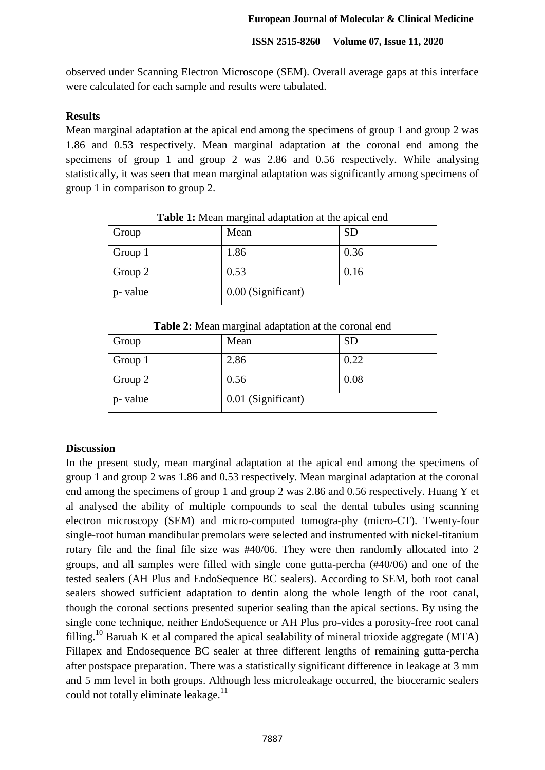observed under Scanning Electron Microscope (SEM). Overall average gaps at this interface were calculated for each sample and results were tabulated.

**Results**

Mean marginal adaptation at the apical end among the specimens of group 1 and group 2 was 1.86 and 0.53 respectively. Mean marginal adaptation at the coronal end among the specimens of group 1 and group 2 was 2.86 and 0.56 respectively. While analysing statistically, it was seen that mean marginal adaptation was significantly among specimens of group 1 in comparison to group 2.

**Table 1:** Mean marginal adaptation at the apical end

| Group | Mean | SD |
|---|---|---|
| Group 1 | 1.86 | 0.36 |
| Group 2 | 0.53 | 0.16 |
| p- value | 0.00 (Significant) | |

**Table 2:** Mean marginal adaptation at the coronal end

| Group | Mean | SD |
|---|---|---|
| Group 1 | 2.86 | 0.22 |
| Group 2 | 0.56 | 0.08 |
| p- value | 0.01 (Significant) | |

**Discussion**

In the present study, mean marginal adaptation at the apical end among the specimens of group 1 and group 2 was 1.86 and 0.53 respectively. Mean marginal adaptation at the coronal end among the specimens of group 1 and group 2 was 2.86 and 0.56 respectively. Huang Y et al analysed the ability of multiple compounds to seal the dental tubules using scanning electron microscopy (SEM) and micro-computed tomogra-phy (micro-CT). Twenty-four single-root human mandibular premolars were selected and instrumented with nickel-titanium rotary file and the final file size was #40/06. They were then randomly allocated into 2 groups, and all samples were filled with single cone gutta-percha (#40/06) and one of the tested sealers (AH Plus and EndoSequence BC sealers). According to SEM, both root canal sealers showed sufficient adaptation to dentin along the whole length of the root canal, though the coronal sections presented superior sealing than the apical sections. By using the single cone technique, neither EndoSequence or AH Plus pro-vides a porosity-free root canal filling.[10] Baruah K et al compared the apical sealability of mineral trioxide aggregate (MTA) Fillapex and Endosequence BC sealer at three different lengths of remaining gutta-percha after postspace preparation. There was a statistically significant difference in leakage at 3 mm and 5 mm level in both groups. Although less microleakage occurred, the bioceramic sealers could not totally eliminate leakage.[11]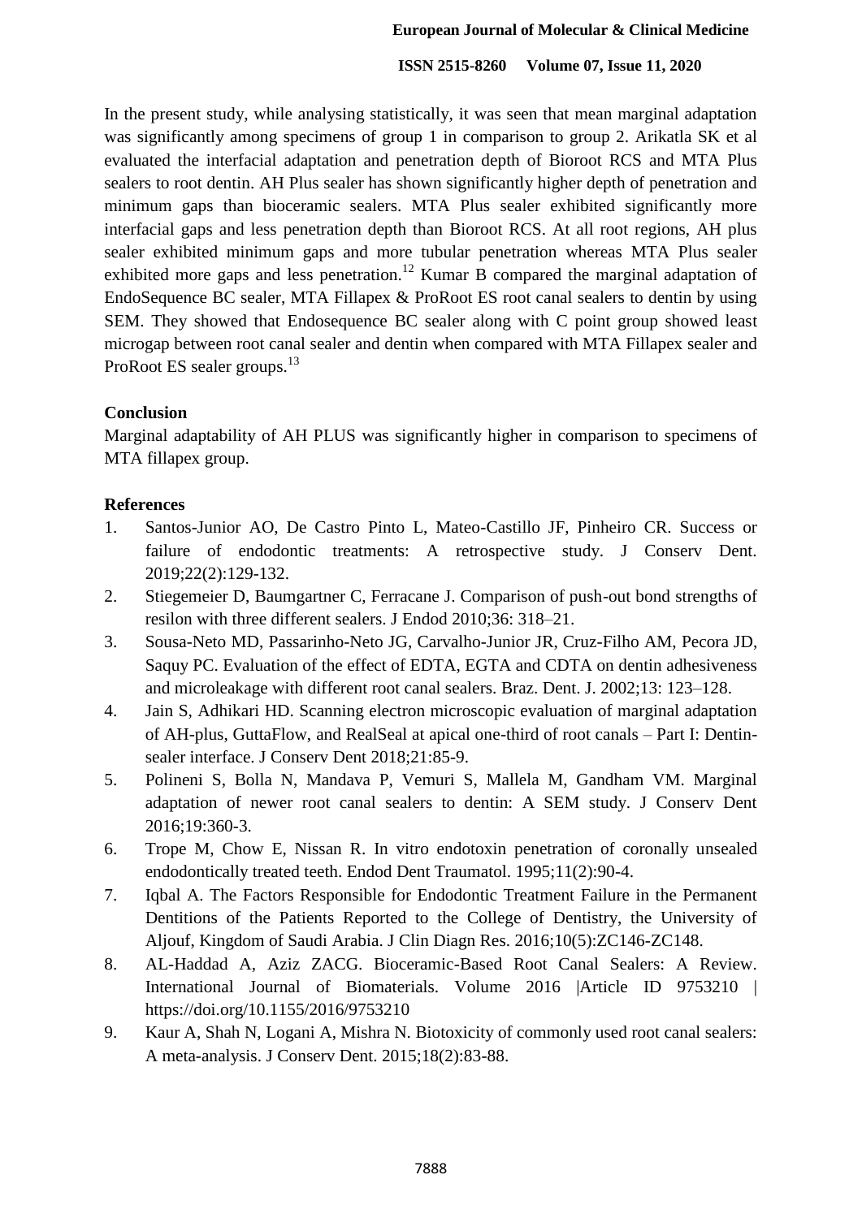In the present study, while analysing statistically, it was seen that mean marginal adaptation was significantly among specimens of group 1 in comparison to group 2. Arikatla SK et al evaluated the interfacial adaptation and penetration depth of Bioroot RCS and MTA Plus sealers to root dentin. AH Plus sealer has shown significantly higher depth of penetration and minimum gaps than bioceramic sealers. MTA Plus sealer exhibited significantly more interfacial gaps and less penetration depth than Bioroot RCS. At all root regions, AH plus sealer exhibited minimum gaps and more tubular penetration whereas MTA Plus sealer exhibited more gaps and less penetration.[12] Kumar B compared the marginal adaptation of EndoSequence BC sealer, MTA Fillapex & ProRoot ES root canal sealers to dentin by using SEM. They showed that Endosequence BC sealer along with C point group showed least microgap between root canal sealer and dentin when compared with MTA Fillapex sealer and ProRoot ES sealer groups.[13]

## Conclusion

Marginal adaptability of AH PLUS was significantly higher in comparison to specimens of MTA fillapex group.

## References

1. Santos-Junior AO, De Castro Pinto L, Mateo-Castillo JF, Pinheiro CR. Success or failure of endodontic treatments: A retrospective study. J Conserv Dent. 2019;22(2):129-132.
2. Stiegemeier D, Baumgartner C, Ferracane J. Comparison of push-out bond strengths of resilon with three different sealers. J Endod 2010;36: 318–21.
3. Sousa-Neto MD, Passarinho-Neto JG, Carvalho-Junior JR, Cruz-Filho AM, Pecora JD, Saquy PC. Evaluation of the effect of EDTA, EGTA and CDTA on dentin adhesiveness and microleakage with different root canal sealers. Braz. Dent. J. 2002;13: 123–128.
4. Jain S, Adhikari HD. Scanning electron microscopic evaluation of marginal adaptation of AH-plus, GuttaFlow, and RealSeal at apical one-third of root canals – Part I: Dentin-sealer interface. J Conserv Dent 2018;21:85-9.
5. Polineni S, Bolla N, Mandava P, Vemuri S, Mallela M, Gandham VM. Marginal adaptation of newer root canal sealers to dentin: A SEM study. J Conserv Dent 2016;19:360-3.
6. Trope M, Chow E, Nissan R. In vitro endotoxin penetration of coronally unsealed endodontically treated teeth. Endod Dent Traumatol. 1995;11(2):90-4.
7. Iqbal A. The Factors Responsible for Endodontic Treatment Failure in the Permanent Dentitions of the Patients Reported to the College of Dentistry, the University of Aljouf, Kingdom of Saudi Arabia. J Clin Diagn Res. 2016;10(5):ZC146-ZC148.
8. AL-Haddad A, Aziz ZACG. Bioceramic-Based Root Canal Sealers: A Review. International Journal of Biomaterials. Volume 2016 |Article ID 9753210 | https://doi.org/10.1155/2016/9753210
9. Kaur A, Shah N, Logani A, Mishra N. Biotoxicity of commonly used root canal sealers: A meta-analysis. J Conserv Dent. 2015;18(2):83-88.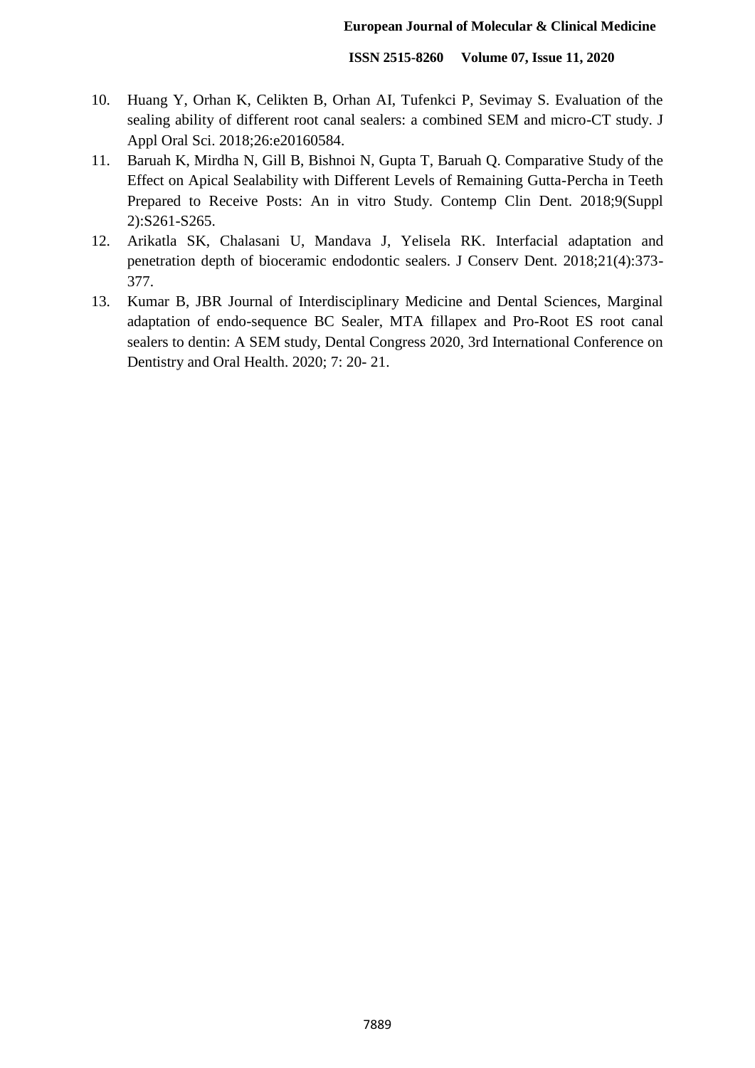10. Huang Y, Orhan K, Celikten B, Orhan AI, Tufenkci P, Sevimay S. Evaluation of the sealing ability of different root canal sealers: a combined SEM and micro-CT study. J Appl Oral Sci. 2018;26:e20160584.
11. Baruah K, Mirdha N, Gill B, Bishnoi N, Gupta T, Baruah Q. Comparative Study of the Effect on Apical Sealability with Different Levels of Remaining Gutta-Percha in Teeth Prepared to Receive Posts: An in vitro Study. Contemp Clin Dent. 2018;9(Suppl 2):S261-S265.
12. Arikatla SK, Chalasani U, Mandava J, Yelisela RK. Interfacial adaptation and penetration depth of bioceramic endodontic sealers. J Conserv Dent. 2018;21(4):373-377.
13. Kumar B, JBR Journal of Interdisciplinary Medicine and Dental Sciences, Marginal adaptation of endo-sequence BC Sealer, MTA fillapex and Pro-Root ES root canal sealers to dentin: A SEM study, Dental Congress 2020, 3rd International Conference on Dentistry and Oral Health. 2020; 7: 20- 21.